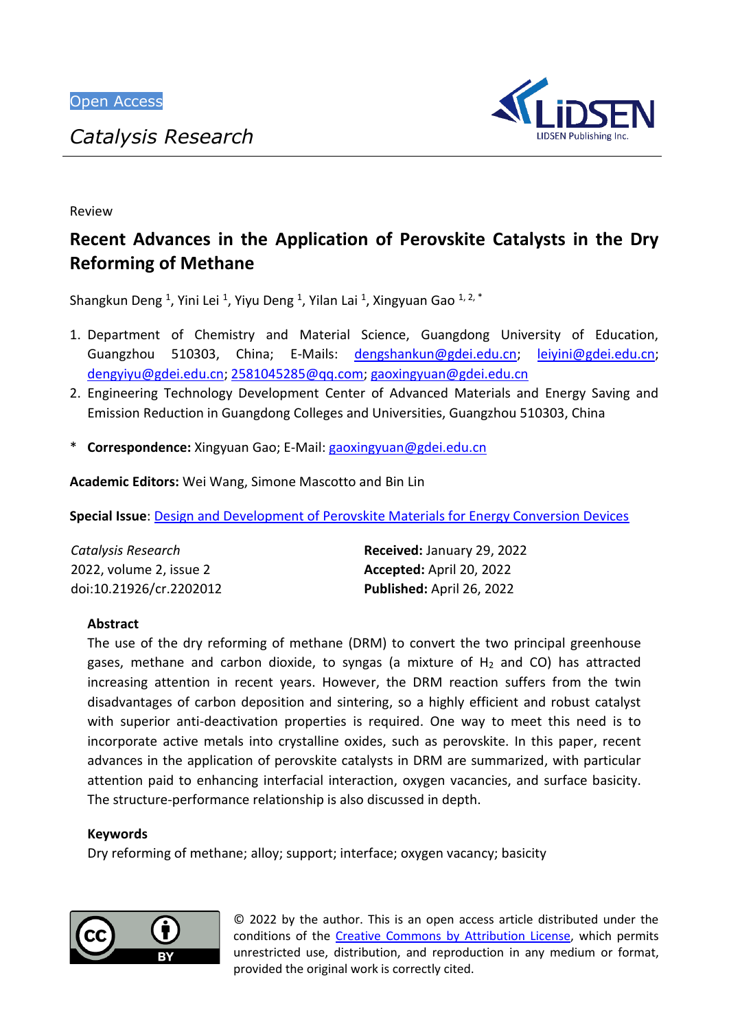Open Access

*Catalysis Research*

Review

# Recent Advances in the Application of Perovskite Catalysts in the Dry Reforming of Methane

Shangkun Deng [1], Yini Lei [1], Yiyu Deng [1], Yilan Lai [1], Xingyuan Gao [1, 2, *]

1. Department of Chemistry and Material Science, Guangdong University of Education, Guangzhou 510303, China; E-Mails: dengshankun@gdei.edu.cn; leiyini@gdei.edu.cn; dengyiyu@gdei.edu.cn; 2581045285@qq.com; gaoxingyuan@gdei.edu.cn
2. Engineering Technology Development Center of Advanced Materials and Energy Saving and Emission Reduction in Guangdong Colleges and Universities, Guangzhou 510303, China

\* **Correspondence:** Xingyuan Gao; E-Mail: gaoxingyuan@gdei.edu.cn

**Academic Editors:** Wei Wang, Simone Mascotto and Bin Lin

**Special Issue**: Design and Development of Perovskite Materials for Energy Conversion Devices

*Catalysis Research*
2022, volume 2, issue 2
doi:10.21926/cr.2202012

**Received:** January 29, 2022
**Accepted:** April 20, 2022
**Published:** April 26, 2022

## Abstract

The use of the dry reforming of methane (DRM) to convert the two principal greenhouse gases, methane and carbon dioxide, to syngas (a mixture of $H_2$ and CO) has attracted increasing attention in recent years. However, the DRM reaction suffers from the twin disadvantages of carbon deposition and sintering, so a highly efficient and robust catalyst with superior anti-deactivation properties is required. One way to meet this need is to incorporate active metals into crystalline oxides, such as perovskite. In this paper, recent advances in the application of perovskite catalysts in DRM are summarized, with particular attention paid to enhancing interfacial interaction, oxygen vacancies, and surface basicity. The structure-performance relationship is also discussed in depth.

## Keywords

Dry reforming of methane; alloy; support; interface; oxygen vacancy; basicity

© 2022 by the author. This is an open access article distributed under the conditions of the Creative Commons by Attribution License, which permits unrestricted use, distribution, and reproduction in any medium or format, provided the original work is correctly cited.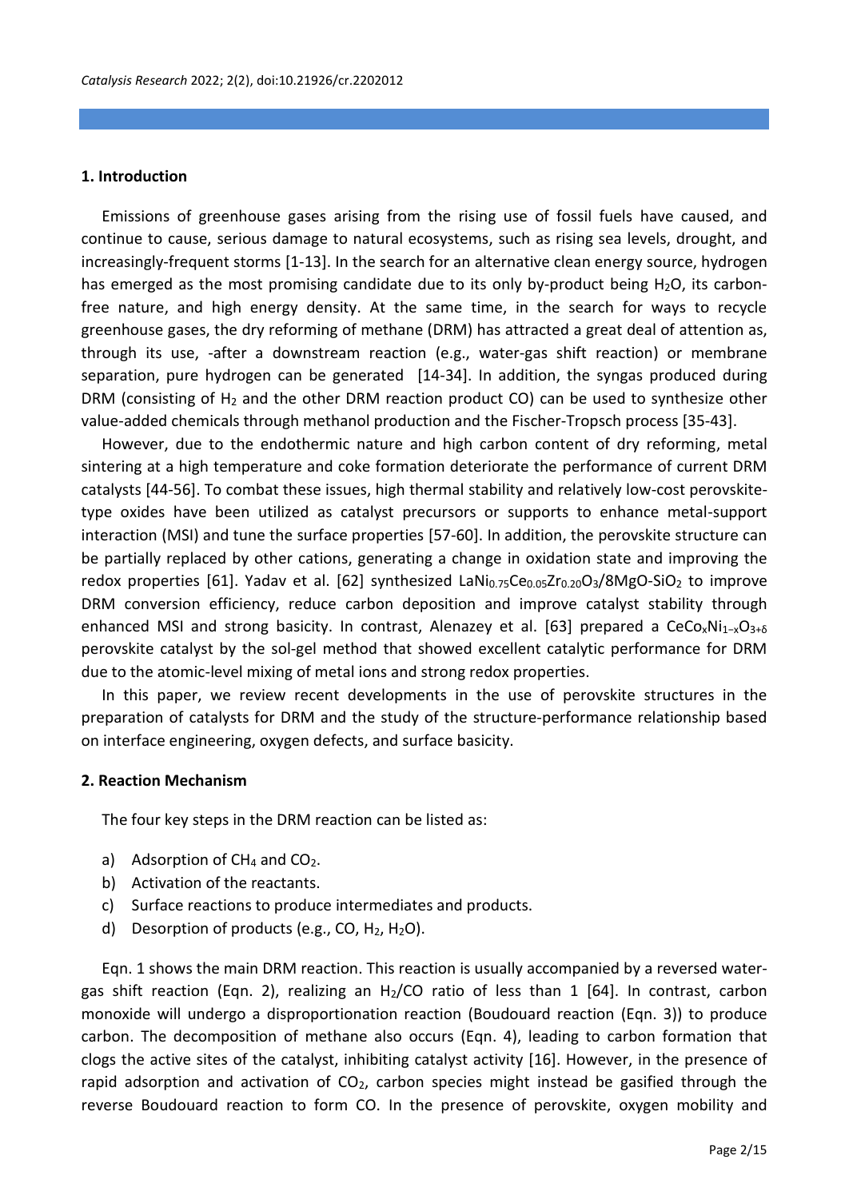## 1. Introduction

Emissions of greenhouse gases arising from the rising use of fossil fuels have caused, and continue to cause, serious damage to natural ecosystems, such as rising sea levels, drought, and increasingly-frequent storms [1-13]. In the search for an alternative clean energy source, hydrogen has emerged as the most promising candidate due to its only by-product being $H_2O$, its carbon-free nature, and high energy density. At the same time, in the search for ways to recycle greenhouse gases, the dry reforming of methane (DRM) has attracted a great deal of attention as, through its use, -after a downstream reaction (e.g., water-gas shift reaction) or membrane separation, pure hydrogen can be generated [14-34]. In addition, the syngas produced during DRM (consisting of $H_2$ and the other DRM reaction product CO) can be used to synthesize other value-added chemicals through methanol production and the Fischer-Tropsch process [35-43].

However, due to the endothermic nature and high carbon content of dry reforming, metal sintering at a high temperature and coke formation deteriorate the performance of current DRM catalysts [44-56]. To combat these issues, high thermal stability and relatively low-cost perovskite-type oxides have been utilized as catalyst precursors or supports to enhance metal-support interaction (MSI) and tune the surface properties [57-60]. In addition, the perovskite structure can be partially replaced by other cations, generating a change in oxidation state and improving the redox properties [61]. Yadav et al. [62] synthesized $LaNi_{0.75}Ce_{0.05}Zr_{0.20}O_3/8MgO\text{-}SiO_2$ to improve DRM conversion efficiency, reduce carbon deposition and improve catalyst stability through enhanced MSI and strong basicity. In contrast, Alenazey et al. [63] prepared a $CeCo_xNi_{1-x}O_{3+\delta}$ perovskite catalyst by the sol-gel method that showed excellent catalytic performance for DRM due to the atomic-level mixing of metal ions and strong redox properties.

In this paper, we review recent developments in the use of perovskite structures in the preparation of catalysts for DRM and the study of the structure-performance relationship based on interface engineering, oxygen defects, and surface basicity.

## 2. Reaction Mechanism

The four key steps in the DRM reaction can be listed as:

a) Adsorption of $CH_4$ and $CO_2$.
b) Activation of the reactants.
c) Surface reactions to produce intermediates and products.
d) Desorption of products (e.g., CO, $H_2$, $H_2O$).

Eqn. 1 shows the main DRM reaction. This reaction is usually accompanied by a reversed water-gas shift reaction (Eqn. 2), realizing an $H_2$/CO ratio of less than 1 [64]. In contrast, carbon monoxide will undergo a disproportionation reaction (Boudouard reaction (Eqn. 3)) to produce carbon. The decomposition of methane also occurs (Eqn. 4), leading to carbon formation that clogs the active sites of the catalyst, inhibiting catalyst activity [16]. However, in the presence of rapid adsorption and activation of $CO_2$, carbon species might instead be gasified through the reverse Boudouard reaction to form CO. In the presence of perovskite, oxygen mobility and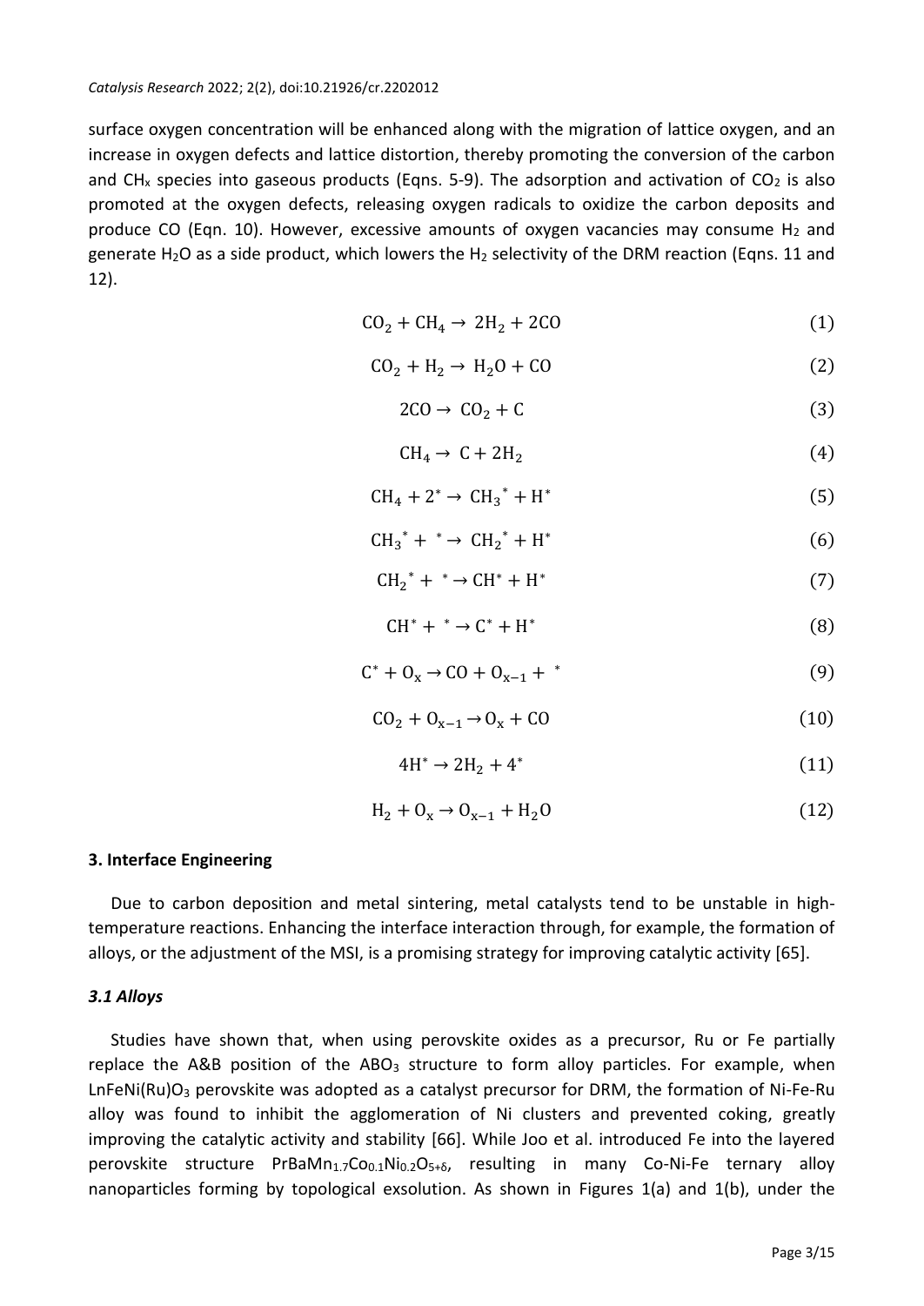surface oxygen concentration will be enhanced along with the migration of lattice oxygen, and an increase in oxygen defects and lattice distortion, thereby promoting the conversion of the carbon and $CH_x$ species into gaseous products (Eqns. 5-9). The adsorption and activation of $CO_2$ is also promoted at the oxygen defects, releasing oxygen radicals to oxidize the carbon deposits and produce CO (Eqn. 10). However, excessive amounts of oxygen vacancies may consume $H_2$ and generate $H_2O$ as a side product, which lowers the $H_2$ selectivity of the DRM reaction (Eqns. 11 and 12).

$$CO_2 + CH_4 \rightarrow 2H_2 + 2CO \tag{1}$$

$$CO_2 + H_2 \rightarrow H_2O + CO \tag{2}$$

$$2CO \rightarrow CO_2 + C \tag{3}$$

$$CH_4 \rightarrow C + 2H_2 \tag{4}$$

$$CH_4 + 2^* \rightarrow CH_3^* + H^* \tag{5}$$

$$CH_3^* + {}^* \rightarrow CH_2^* + H^* \tag{6}$$

$$CH_2^* + {}^* \rightarrow CH^* + H^* \tag{7}$$

$$CH^* + {}^* \rightarrow C^* + H^* \tag{8}$$

$$C^* + O_x \rightarrow CO + O_{x-1} + {}^* \tag{9}$$

$$CO_2 + O_{x-1} \rightarrow O_x + CO \tag{10}$$

$$4H^* \rightarrow 2H_2 + 4^* \tag{11}$$

$$H_2 + O_x \rightarrow O_{x-1} + H_2O \tag{12}$$

## 3. Interface Engineering

Due to carbon deposition and metal sintering, metal catalysts tend to be unstable in high-temperature reactions. Enhancing the interface interaction through, for example, the formation of alloys, or the adjustment of the MSI, is a promising strategy for improving catalytic activity [65].

### *3.1 Alloys*

Studies have shown that, when using perovskite oxides as a precursor, Ru or Fe partially replace the A&B position of the $ABO_3$ structure to form alloy particles. For example, when $LnFeNi(Ru)O_3$ perovskite was adopted as a catalyst precursor for DRM, the formation of Ni-Fe-Ru alloy was found to inhibit the agglomeration of Ni clusters and prevented coking, greatly improving the catalytic activity and stability [66]. While Joo et al. introduced Fe into the layered perovskite structure $PrBaMn_{1.7}Co_{0.1}Ni_{0.2}O_{5+\delta}$, resulting in many Co-Ni-Fe ternary alloy nanoparticles forming by topological exsolution. As shown in Figures 1(a) and 1(b), under the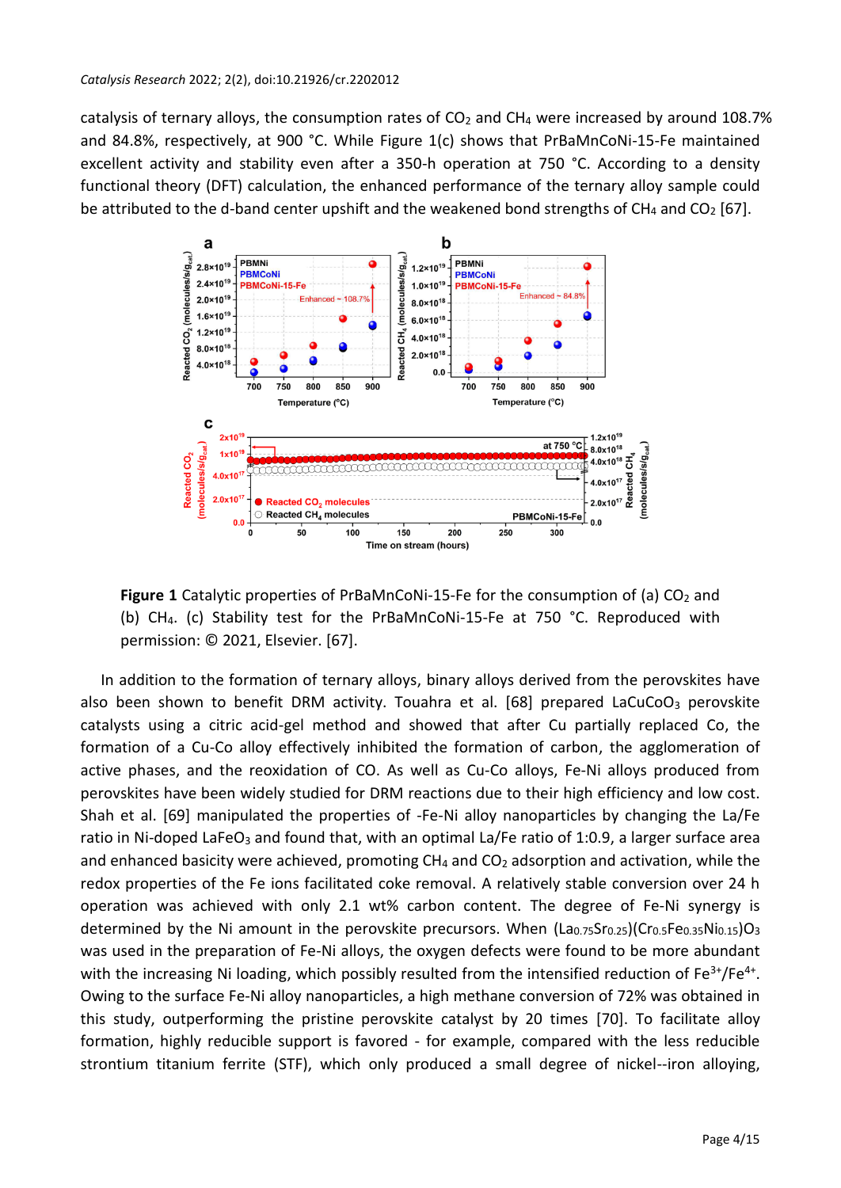catalysis of ternary alloys, the consumption rates of $CO_2$ and $CH_4$ were increased by around 108.7% and 84.8%, respectively, at 900 °C. While Figure 1(c) shows that PrBaMnCoNi-15-Fe maintained excellent activity and stability even after a 350-h operation at 750 °C. According to a density functional theory (DFT) calculation, the enhanced performance of the ternary alloy sample could be attributed to the d-band center upshift and the weakened bond strengths of $CH_4$ and $CO_2$ [67].

**Figure 1** Catalytic properties of PrBaMnCoNi-15-Fe for the consumption of (a) $CO_2$ and (b) $CH_4$. (c) Stability test for the PrBaMnCoNi-15-Fe at 750 °C. Reproduced with permission: © 2021, Elsevier. [67].

In addition to the formation of ternary alloys, binary alloys derived from the perovskites have also been shown to benefit DRM activity. Touahra et al. [68] prepared $LaCuCoO_3$ perovskite catalysts using a citric acid-gel method and showed that after Cu partially replaced Co, the formation of a Cu-Co alloy effectively inhibited the formation of carbon, the agglomeration of active phases, and the reoxidation of CO. As well as Cu-Co alloys, Fe-Ni alloys produced from perovskites have been widely studied for DRM reactions due to their high efficiency and low cost. Shah et al. [69] manipulated the properties of -Fe-Ni alloy nanoparticles by changing the La/Fe ratio in Ni-doped $LaFeO_3$ and found that, with an optimal La/Fe ratio of 1:0.9, a larger surface area and enhanced basicity were achieved, promoting $CH_4$ and $CO_2$ adsorption and activation, while the redox properties of the Fe ions facilitated coke removal. A relatively stable conversion over 24 h operation was achieved with only 2.1 wt% carbon content. The degree of Fe-Ni synergy is determined by the Ni amount in the perovskite precursors. When $(La_{0.75}Sr_{0.25})(Cr_{0.5}Fe_{0.35}Ni_{0.15})O_3$ was used in the preparation of Fe-Ni alloys, the oxygen defects were found to be more abundant with the increasing Ni loading, which possibly resulted from the intensified reduction of $Fe^{3+}/Fe^{4+}$. Owing to the surface Fe-Ni alloy nanoparticles, a high methane conversion of 72% was obtained in this study, outperforming the pristine perovskite catalyst by 20 times [70]. To facilitate alloy formation, highly reducible support is favored - for example, compared with the less reducible strontium titanium ferrite (STF), which only produced a small degree of nickel--iron alloying,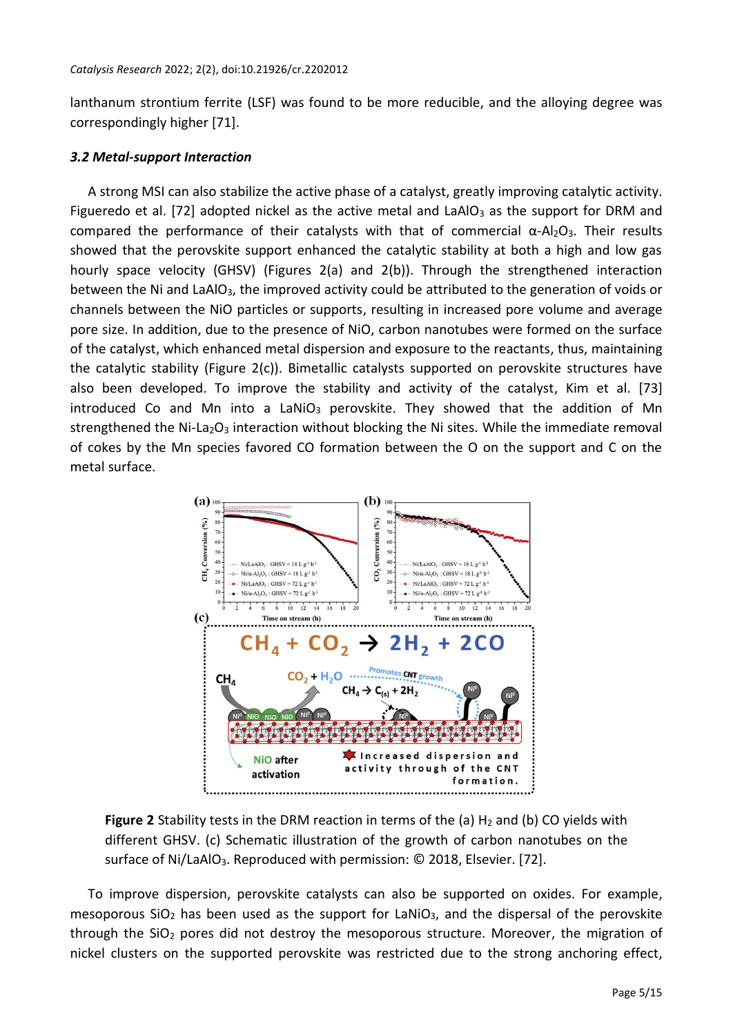lanthanum strontium ferrite (LSF) was found to be more reducible, and the alloying degree was correspondingly higher [71].

### *3.2 Metal-support Interaction*

A strong MSI can also stabilize the active phase of a catalyst, greatly improving catalytic activity. Figueredo et al. [72] adopted nickel as the active metal and $LaAlO_3$ as the support for DRM and compared the performance of their catalysts with that of commercial α-$Al_2O_3$. Their results showed that the perovskite support enhanced the catalytic stability at both a high and low gas hourly space velocity (GHSV) (Figures 2(a) and 2(b)). Through the strengthened interaction between the Ni and $LaAlO_3$, the improved activity could be attributed to the generation of voids or channels between the NiO particles or supports, resulting in increased pore volume and average pore size. In addition, due to the presence of NiO, carbon nanotubes were formed on the surface of the catalyst, which enhanced metal dispersion and exposure to the reactants, thus, maintaining the catalytic stability (Figure 2(c)). Bimetallic catalysts supported on perovskite structures have also been developed. To improve the stability and activity of the catalyst, Kim et al. [73] introduced Co and Mn into a $LaNiO_3$ perovskite. They showed that the addition of Mn strengthened the Ni-$La_2O_3$ interaction without blocking the Ni sites. While the immediate removal of cokes by the Mn species favored CO formation between the O on the support and C on the metal surface.

**Figure 2** Stability tests in the DRM reaction in terms of the (a) $H_2$ and (b) CO yields with different GHSV. (c) Schematic illustration of the growth of carbon nanotubes on the surface of Ni/$LaAlO_3$. Reproduced with permission: © 2018, Elsevier. [72].

To improve dispersion, perovskite catalysts can also be supported on oxides. For example, mesoporous $SiO_2$ has been used as the support for $LaNiO_3$, and the dispersal of the perovskite through the $SiO_2$ pores did not destroy the mesoporous structure. Moreover, the migration of nickel clusters on the supported perovskite was restricted due to the strong anchoring effect,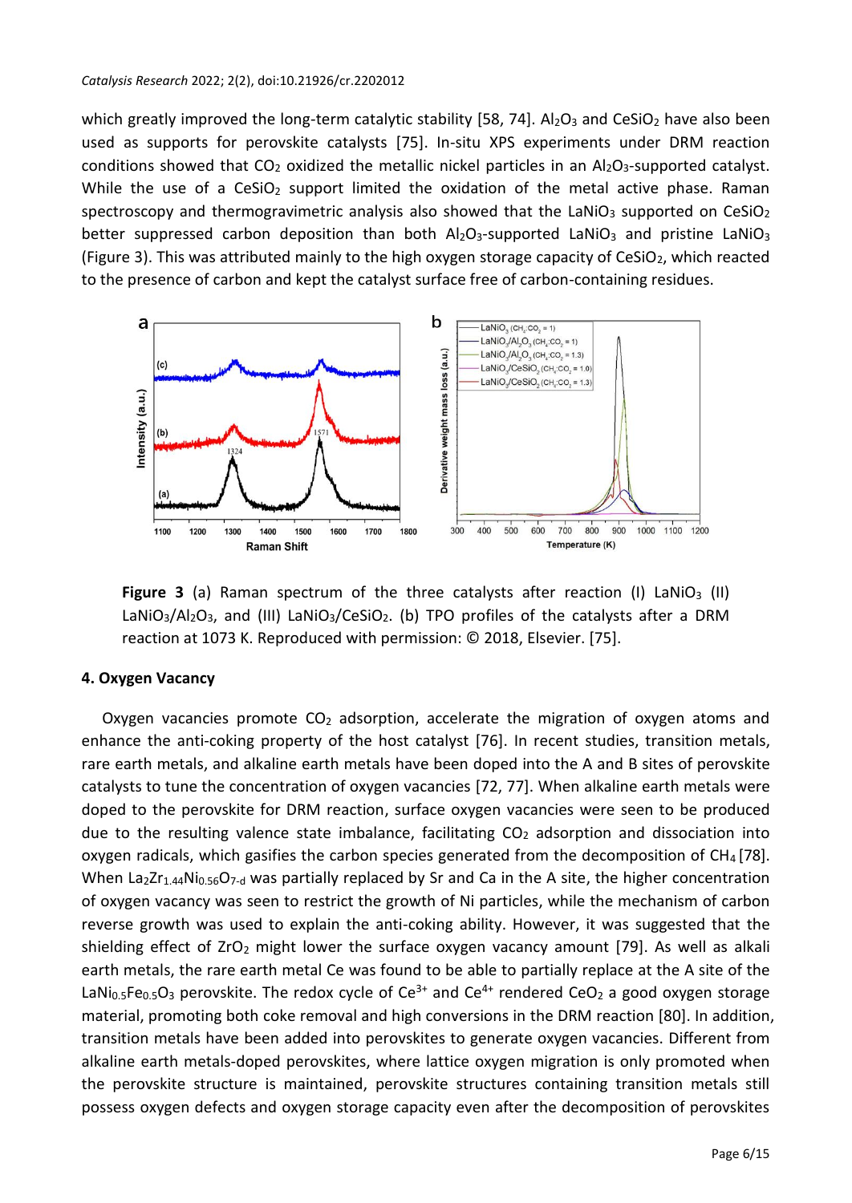which greatly improved the long-term catalytic stability [58, 74]. $Al_2O_3$ and $CeSiO_2$ have also been used as supports for perovskite catalysts [75]. In-situ XPS experiments under DRM reaction conditions showed that $CO_2$ oxidized the metallic nickel particles in an $Al_2O_3$-supported catalyst. While the use of a $CeSiO_2$ support limited the oxidation of the metal active phase. Raman spectroscopy and thermogravimetric analysis also showed that the $LaNiO_3$ supported on $CeSiO_2$ better suppressed carbon deposition than both $Al_2O_3$-supported $LaNiO_3$ and pristine $LaNiO_3$ (Figure 3). This was attributed mainly to the high oxygen storage capacity of $CeSiO_2$, which reacted to the presence of carbon and kept the catalyst surface free of carbon-containing residues.

**Figure 3** (a) Raman spectrum of the three catalysts after reaction (I) $LaNiO_3$ (II) $LaNiO_3/Al_2O_3$, and (III) $LaNiO_3/CeSiO_2$. (b) TPO profiles of the catalysts after a DRM reaction at 1073 K. Reproduced with permission: © 2018, Elsevier. [75].

## 4. Oxygen Vacancy

Oxygen vacancies promote $CO_2$ adsorption, accelerate the migration of oxygen atoms and enhance the anti-coking property of the host catalyst [76]. In recent studies, transition metals, rare earth metals, and alkaline earth metals have been doped into the A and B sites of perovskite catalysts to tune the concentration of oxygen vacancies [72, 77]. When alkaline earth metals were doped to the perovskite for DRM reaction, surface oxygen vacancies were seen to be produced due to the resulting valence state imbalance, facilitating $CO_2$ adsorption and dissociation into oxygen radicals, which gasifies the carbon species generated from the decomposition of $CH_4$ [78]. When $La_2Zr_{1.44}Ni_{0.56}O_{7-d}$ was partially replaced by Sr and Ca in the A site, the higher concentration of oxygen vacancy was seen to restrict the growth of Ni particles, while the mechanism of carbon reverse growth was used to explain the anti-coking ability. However, it was suggested that the shielding effect of $ZrO_2$ might lower the surface oxygen vacancy amount [79]. As well as alkali earth metals, the rare earth metal Ce was found to be able to partially replace at the A site of the $LaNi_{0.5}Fe_{0.5}O_3$ perovskite. The redox cycle of $Ce^{3+}$ and $Ce^{4+}$ rendered $CeO_2$ a good oxygen storage material, promoting both coke removal and high conversions in the DRM reaction [80]. In addition, transition metals have been added into perovskites to generate oxygen vacancies. Different from alkaline earth metals-doped perovskites, where lattice oxygen migration is only promoted when the perovskite structure is maintained, perovskite structures containing transition metals still possess oxygen defects and oxygen storage capacity even after the decomposition of perovskites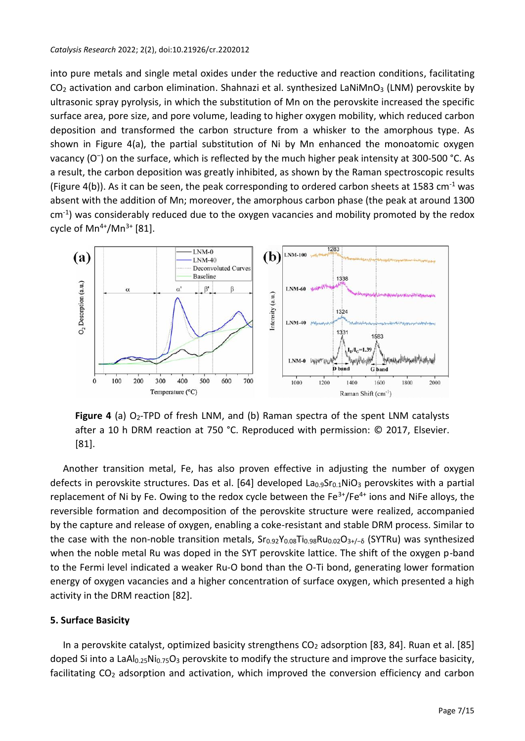into pure metals and single metal oxides under the reductive and reaction conditions, facilitating $CO_2$ activation and carbon elimination. Shahnazi et al. synthesized $LaNiMnO_3$ (LNM) perovskite by ultrasonic spray pyrolysis, in which the substitution of Mn on the perovskite increased the specific surface area, pore size, and pore volume, leading to higher oxygen mobility, which reduced carbon deposition and transformed the carbon structure from a whisker to the amorphous type. As shown in Figure 4(a), the partial substitution of Ni by Mn enhanced the monoatomic oxygen vacancy ($O^-$) on the surface, which is reflected by the much higher peak intensity at 300-500 °C. As a result, the carbon deposition was greatly inhibited, as shown by the Raman spectroscopic results (Figure 4(b)). As it can be seen, the peak corresponding to ordered carbon sheets at 1583 $cm^{-1}$ was absent with the addition of Mn; moreover, the amorphous carbon phase (the peak at around 1300 $cm^{-1}$) was considerably reduced due to the oxygen vacancies and mobility promoted by the redox cycle of $Mn^{4+}/Mn^{3+}$ [81].

**Figure 4** (a) $O_2$-TPD of fresh LNM, and (b) Raman spectra of the spent LNM catalysts after a 10 h DRM reaction at 750 °C. Reproduced with permission: © 2017, Elsevier. [81].

Another transition metal, Fe, has also proven effective in adjusting the number of oxygen defects in perovskite structures. Das et al. [64] developed $La_{0.9}Sr_{0.1}NiO_3$ perovskites with a partial replacement of Ni by Fe. Owing to the redox cycle between the $Fe^{3+}/Fe^{4+}$ ions and NiFe alloys, the reversible formation and decomposition of the perovskite structure were realized, accompanied by the capture and release of oxygen, enabling a coke-resistant and stable DRM process. Similar to the case with the non-noble transition metals, $Sr_{0.92}Y_{0.08}Ti_{0.98}Ru_{0.02}O_{3+/-\delta}$ (SYTRu) was synthesized when the noble metal Ru was doped in the SYT perovskite lattice. The shift of the oxygen p-band to the Fermi level indicated a weaker Ru-O bond than the O-Ti bond, generating lower formation energy of oxygen vacancies and a higher concentration of surface oxygen, which presented a high activity in the DRM reaction [82].

## 5. Surface Basicity

In a perovskite catalyst, optimized basicity strengthens $CO_2$ adsorption [83, 84]. Ruan et al. [85] doped Si into a $LaAl_{0.25}Ni_{0.75}O_3$ perovskite to modify the structure and improve the surface basicity, facilitating $CO_2$ adsorption and activation, which improved the conversion efficiency and carbon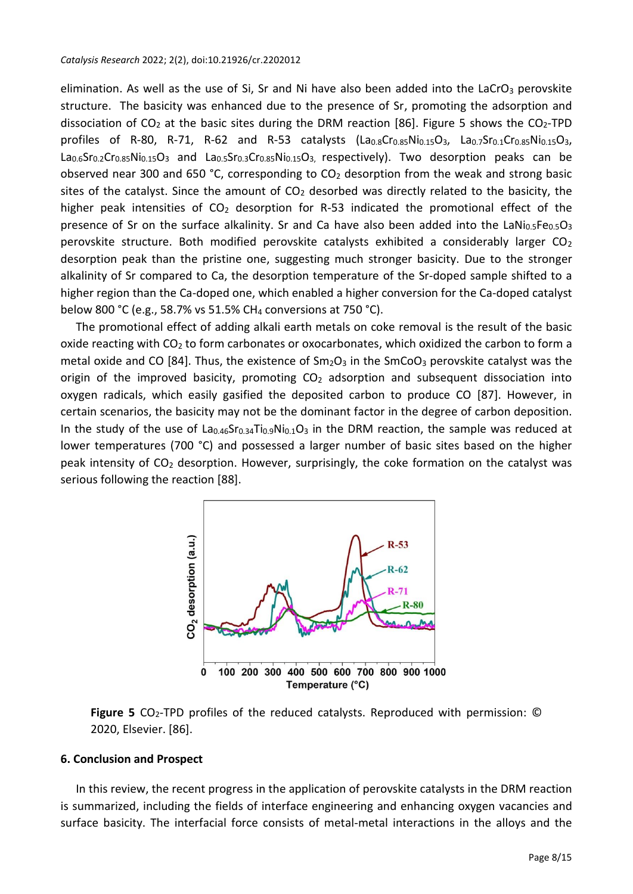elimination. As well as the use of Si, Sr and Ni have also been added into the $LaCrO_3$ perovskite structure. The basicity was enhanced due to the presence of Sr, promoting the adsorption and dissociation of $CO_2$ at the basic sites during the DRM reaction [86]. Figure 5 shows the $CO_2$-TPD profiles of R-80, R-71, R-62 and R-53 catalysts ($La_{0.8}Cr_{0.85}Ni_{0.15}O_3$, $La_{0.7}Sr_{0.1}Cr_{0.85}Ni_{0.15}O_3$, $La_{0.6}Sr_{0.2}Cr_{0.85}Ni_{0.15}O_3$ and $La_{0.5}Sr_{0.3}Cr_{0.85}Ni_{0.15}O_3$, respectively). Two desorption peaks can be observed near 300 and 650 °C, corresponding to $CO_2$ desorption from the weak and strong basic sites of the catalyst. Since the amount of $CO_2$ desorbed was directly related to the basicity, the higher peak intensities of $CO_2$ desorption for R-53 indicated the promotional effect of the presence of Sr on the surface alkalinity. Sr and Ca have also been added into the $LaNi_{0.5}Fe_{0.5}O_3$ perovskite structure. Both modified perovskite catalysts exhibited a considerably larger $CO_2$ desorption peak than the pristine one, suggesting much stronger basicity. Due to the stronger alkalinity of Sr compared to Ca, the desorption temperature of the Sr-doped sample shifted to a higher region than the Ca-doped one, which enabled a higher conversion for the Ca-doped catalyst below 800 °C (e.g., 58.7% vs 51.5% $CH_4$ conversions at 750 °C).

The promotional effect of adding alkali earth metals on coke removal is the result of the basic oxide reacting with $CO_2$ to form carbonates or oxocarbonates, which oxidized the carbon to form a metal oxide and CO [84]. Thus, the existence of $Sm_2O_3$ in the $SmCoO_3$ perovskite catalyst was the origin of the improved basicity, promoting $CO_2$ adsorption and subsequent dissociation into oxygen radicals, which easily gasified the deposited carbon to produce CO [87]. However, in certain scenarios, the basicity may not be the dominant factor in the degree of carbon deposition. In the study of the use of $La_{0.46}Sr_{0.34}Ti_{0.9}Ni_{0.1}O_3$ in the DRM reaction, the sample was reduced at lower temperatures (700 °C) and possessed a larger number of basic sites based on the higher peak intensity of $CO_2$ desorption. However, surprisingly, the coke formation on the catalyst was serious following the reaction [88].

**Figure 5** $CO_2$-TPD profiles of the reduced catalysts. Reproduced with permission: © 2020, Elsevier. [86].

## 6. Conclusion and Prospect

In this review, the recent progress in the application of perovskite catalysts in the DRM reaction is summarized, including the fields of interface engineering and enhancing oxygen vacancies and surface basicity. The interfacial force consists of metal-metal interactions in the alloys and the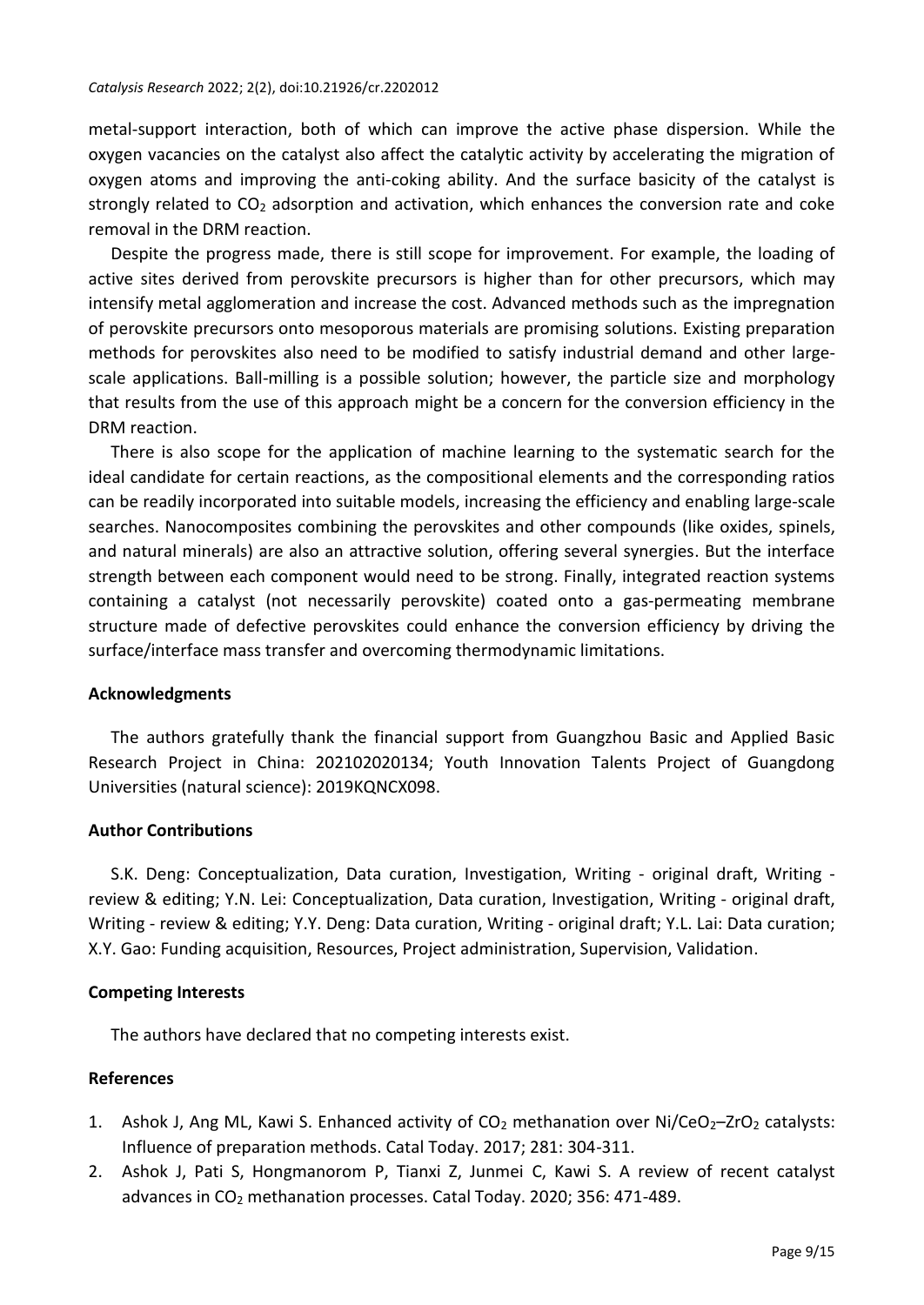metal-support interaction, both of which can improve the active phase dispersion. While the oxygen vacancies on the catalyst also affect the catalytic activity by accelerating the migration of oxygen atoms and improving the anti-coking ability. And the surface basicity of the catalyst is strongly related to $CO_2$ adsorption and activation, which enhances the conversion rate and coke removal in the DRM reaction.

Despite the progress made, there is still scope for improvement. For example, the loading of active sites derived from perovskite precursors is higher than for other precursors, which may intensify metal agglomeration and increase the cost. Advanced methods such as the impregnation of perovskite precursors onto mesoporous materials are promising solutions. Existing preparation methods for perovskites also need to be modified to satisfy industrial demand and other large-scale applications. Ball-milling is a possible solution; however, the particle size and morphology that results from the use of this approach might be a concern for the conversion efficiency in the DRM reaction.

There is also scope for the application of machine learning to the systematic search for the ideal candidate for certain reactions, as the compositional elements and the corresponding ratios can be readily incorporated into suitable models, increasing the efficiency and enabling large-scale searches. Nanocomposites combining the perovskites and other compounds (like oxides, spinels, and natural minerals) are also an attractive solution, offering several synergies. But the interface strength between each component would need to be strong. Finally, integrated reaction systems containing a catalyst (not necessarily perovskite) coated onto a gas-permeating membrane structure made of defective perovskites could enhance the conversion efficiency by driving the surface/interface mass transfer and overcoming thermodynamic limitations.

## Acknowledgments

The authors gratefully thank the financial support from Guangzhou Basic and Applied Basic Research Project in China: 202102020134; Youth Innovation Talents Project of Guangdong Universities (natural science): 2019KQNCX098.

## Author Contributions

S.K. Deng: Conceptualization, Data curation, Investigation, Writing - original draft, Writing - review & editing; Y.N. Lei: Conceptualization, Data curation, Investigation, Writing - original draft, Writing - review & editing; Y.Y. Deng: Data curation, Writing - original draft; Y.L. Lai: Data curation; X.Y. Gao: Funding acquisition, Resources, Project administration, Supervision, Validation.

## Competing Interests

The authors have declared that no competing interests exist.

## References

1. Ashok J, Ang ML, Kawi S. Enhanced activity of $CO_2$ methanation over Ni/$CeO_2$–$ZrO_2$ catalysts: Influence of preparation methods. Catal Today. 2017; 281: 304-311.
2. Ashok J, Pati S, Hongmanorom P, Tianxi Z, Junmei C, Kawi S. A review of recent catalyst advances in $CO_2$ methanation processes. Catal Today. 2020; 356: 471-489.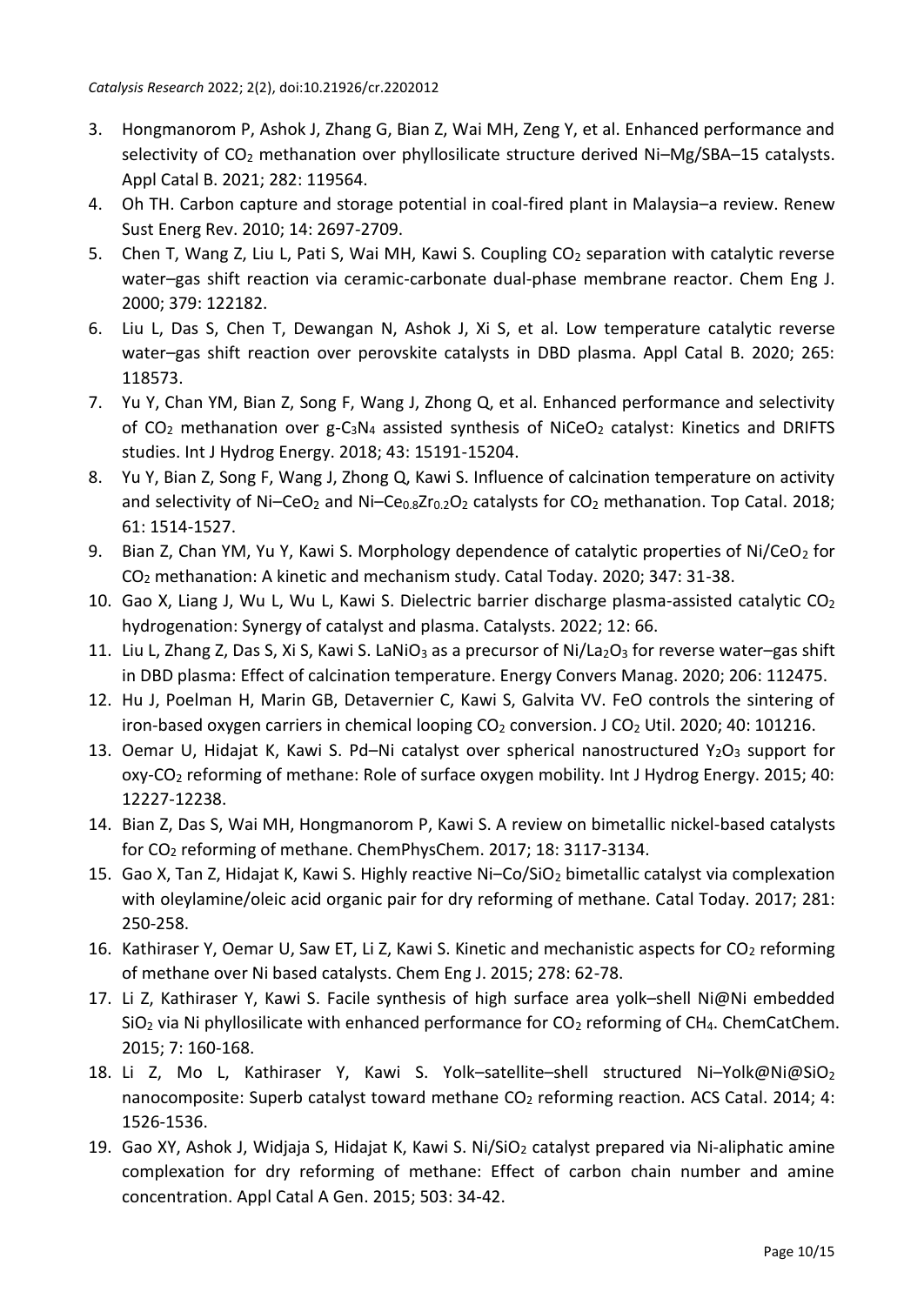3. Hongmanorom P, Ashok J, Zhang G, Bian Z, Wai MH, Zeng Y, et al. Enhanced performance and selectivity of $CO_2$ methanation over phyllosilicate structure derived Ni–Mg/SBA–15 catalysts. Appl Catal B. 2021; 282: 119564.
4. Oh TH. Carbon capture and storage potential in coal-fired plant in Malaysia–a review. Renew Sust Energ Rev. 2010; 14: 2697-2709.
5. Chen T, Wang Z, Liu L, Pati S, Wai MH, Kawi S. Coupling $CO_2$ separation with catalytic reverse water–gas shift reaction via ceramic-carbonate dual-phase membrane reactor. Chem Eng J. 2000; 379: 122182.
6. Liu L, Das S, Chen T, Dewangan N, Ashok J, Xi S, et al. Low temperature catalytic reverse water–gas shift reaction over perovskite catalysts in DBD plasma. Appl Catal B. 2020; 265: 118573.
7. Yu Y, Chan YM, Bian Z, Song F, Wang J, Zhong Q, et al. Enhanced performance and selectivity of $CO_2$ methanation over g-$C_3N_4$ assisted synthesis of $NiCeO_2$ catalyst: Kinetics and DRIFTS studies. Int J Hydrog Energy. 2018; 43: 15191-15204.
8. Yu Y, Bian Z, Song F, Wang J, Zhong Q, Kawi S. Influence of calcination temperature on activity and selectivity of Ni–$CeO_2$ and Ni–$Ce_{0.8}Zr_{0.2}O_2$ catalysts for $CO_2$ methanation. Top Catal. 2018; 61: 1514-1527.
9. Bian Z, Chan YM, Yu Y, Kawi S. Morphology dependence of catalytic properties of Ni/$CeO_2$ for $CO_2$ methanation: A kinetic and mechanism study. Catal Today. 2020; 347: 31-38.
10. Gao X, Liang J, Wu L, Wu L, Kawi S. Dielectric barrier discharge plasma-assisted catalytic $CO_2$ hydrogenation: Synergy of catalyst and plasma. Catalysts. 2022; 12: 66.
11. Liu L, Zhang Z, Das S, Xi S, Kawi S. $LaNiO_3$ as a precursor of Ni/$La_2O_3$ for reverse water–gas shift in DBD plasma: Effect of calcination temperature. Energy Convers Manag. 2020; 206: 112475.
12. Hu J, Poelman H, Marin GB, Detavernier C, Kawi S, Galvita VV. FeO controls the sintering of iron-based oxygen carriers in chemical looping $CO_2$ conversion. J $CO_2$ Util. 2020; 40: 101216.
13. Oemar U, Hidajat K, Kawi S. Pd–Ni catalyst over spherical nanostructured $Y_2O_3$ support for oxy-$CO_2$ reforming of methane: Role of surface oxygen mobility. Int J Hydrog Energy. 2015; 40: 12227-12238.
14. Bian Z, Das S, Wai MH, Hongmanorom P, Kawi S. A review on bimetallic nickel-based catalysts for $CO_2$ reforming of methane. ChemPhysChem. 2017; 18: 3117-3134.
15. Gao X, Tan Z, Hidajat K, Kawi S. Highly reactive Ni–Co/$SiO_2$ bimetallic catalyst via complexation with oleylamine/oleic acid organic pair for dry reforming of methane. Catal Today. 2017; 281: 250-258.
16. Kathiraser Y, Oemar U, Saw ET, Li Z, Kawi S. Kinetic and mechanistic aspects for $CO_2$ reforming of methane over Ni based catalysts. Chem Eng J. 2015; 278: 62-78.
17. Li Z, Kathiraser Y, Kawi S. Facile synthesis of high surface area yolk–shell Ni@Ni embedded $SiO_2$ via Ni phyllosilicate with enhanced performance for $CO_2$ reforming of $CH_4$. ChemCatChem. 2015; 7: 160-168.
18. Li Z, Mo L, Kathiraser Y, Kawi S. Yolk–satellite–shell structured Ni–Yolk@Ni@$SiO_2$ nanocomposite: Superb catalyst toward methane $CO_2$ reforming reaction. ACS Catal. 2014; 4: 1526-1536.
19. Gao XY, Ashok J, Widjaja S, Hidajat K, Kawi S. Ni/$SiO_2$ catalyst prepared via Ni-aliphatic amine complexation for dry reforming of methane: Effect of carbon chain number and amine concentration. Appl Catal A Gen. 2015; 503: 34-42.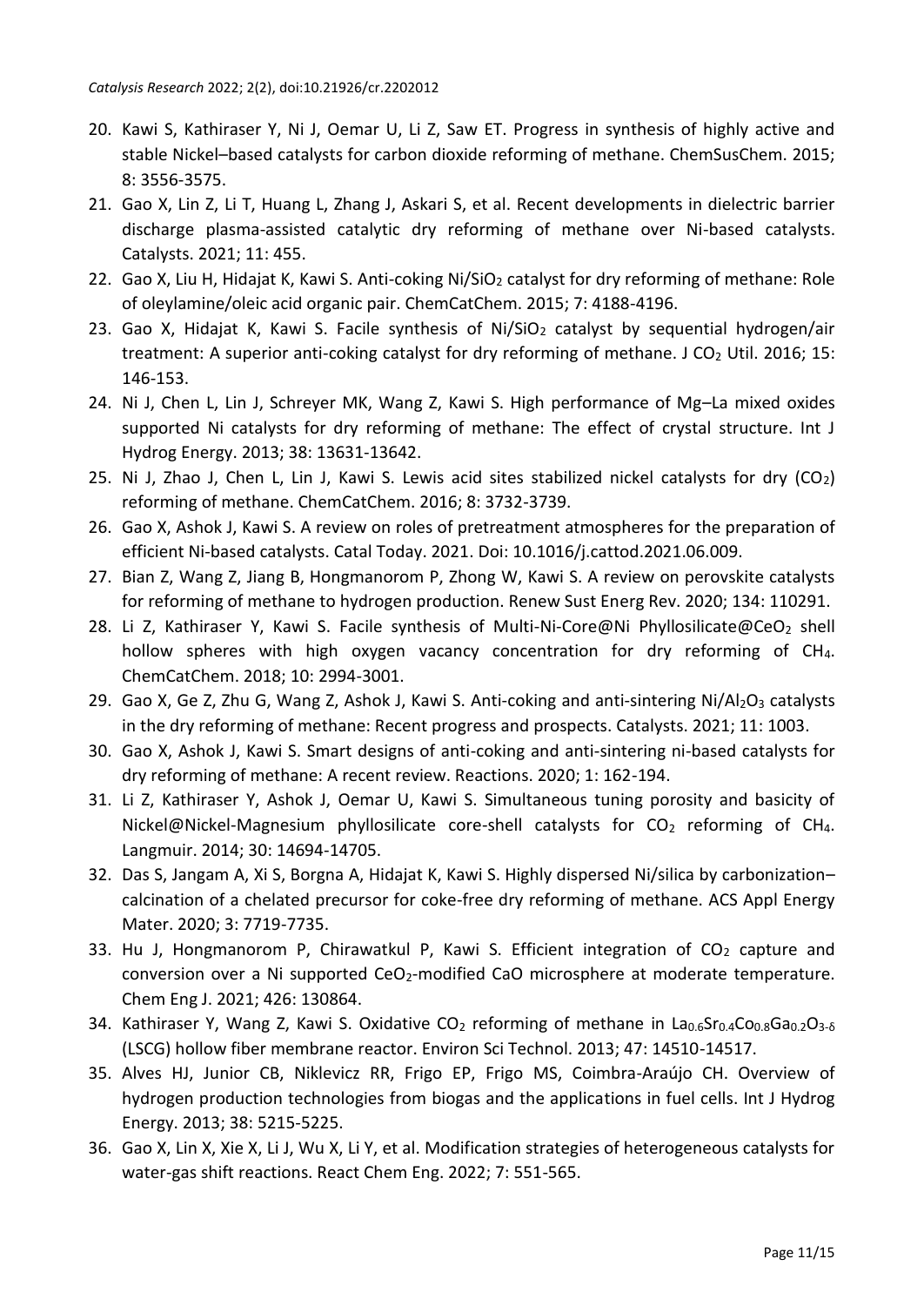20. Kawi S, Kathiraser Y, Ni J, Oemar U, Li Z, Saw ET. Progress in synthesis of highly active and stable Nickel–based catalysts for carbon dioxide reforming of methane. ChemSusChem. 2015; 8: 3556-3575.
21. Gao X, Lin Z, Li T, Huang L, Zhang J, Askari S, et al. Recent developments in dielectric barrier discharge plasma-assisted catalytic dry reforming of methane over Ni-based catalysts. Catalysts. 2021; 11: 455.
22. Gao X, Liu H, Hidajat K, Kawi S. Anti-coking $Ni/SiO_2$ catalyst for dry reforming of methane: Role of oleylamine/oleic acid organic pair. ChemCatChem. 2015; 7: 4188-4196.
23. Gao X, Hidajat K, Kawi S. Facile synthesis of $Ni/SiO_2$ catalyst by sequential hydrogen/air treatment: A superior anti-coking catalyst for dry reforming of methane. J $CO_2$ Util. 2016; 15: 146-153.
24. Ni J, Chen L, Lin J, Schreyer MK, Wang Z, Kawi S. High performance of Mg–La mixed oxides supported Ni catalysts for dry reforming of methane: The effect of crystal structure. Int J Hydrog Energy. 2013; 38: 13631-13642.
25. Ni J, Zhao J, Chen L, Lin J, Kawi S. Lewis acid sites stabilized nickel catalysts for dry ($CO_2$) reforming of methane. ChemCatChem. 2016; 8: 3732-3739.
26. Gao X, Ashok J, Kawi S. A review on roles of pretreatment atmospheres for the preparation of efficient Ni-based catalysts. Catal Today. 2021. Doi: 10.1016/j.cattod.2021.06.009.
27. Bian Z, Wang Z, Jiang B, Hongmanorom P, Zhong W, Kawi S. A review on perovskite catalysts for reforming of methane to hydrogen production. Renew Sust Energ Rev. 2020; 134: 110291.
28. Li Z, Kathiraser Y, Kawi S. Facile synthesis of Multi-Ni-Core@Ni Phyllosilicate@$CeO_2$ shell hollow spheres with high oxygen vacancy concentration for dry reforming of $CH_4$. ChemCatChem. 2018; 10: 2994-3001.
29. Gao X, Ge Z, Zhu G, Wang Z, Ashok J, Kawi S. Anti-coking and anti-sintering $Ni/Al_2O_3$ catalysts in the dry reforming of methane: Recent progress and prospects. Catalysts. 2021; 11: 1003.
30. Gao X, Ashok J, Kawi S. Smart designs of anti-coking and anti-sintering ni-based catalysts for dry reforming of methane: A recent review. Reactions. 2020; 1: 162-194.
31. Li Z, Kathiraser Y, Ashok J, Oemar U, Kawi S. Simultaneous tuning porosity and basicity of Nickel@Nickel-Magnesium phyllosilicate core-shell catalysts for $CO_2$ reforming of $CH_4$. Langmuir. 2014; 30: 14694-14705.
32. Das S, Jangam A, Xi S, Borgna A, Hidajat K, Kawi S. Highly dispersed Ni/silica by carbonization–calcination of a chelated precursor for coke-free dry reforming of methane. ACS Appl Energy Mater. 2020; 3: 7719-7735.
33. Hu J, Hongmanorom P, Chirawatkul P, Kawi S. Efficient integration of $CO_2$ capture and conversion over a Ni supported $CeO_2$-modified CaO microsphere at moderate temperature. Chem Eng J. 2021; 426: 130864.
34. Kathiraser Y, Wang Z, Kawi S. Oxidative $CO_2$ reforming of methane in $La_{0.6}Sr_{0.4}Co_{0.8}Ga_{0.2}O_{3-\delta}$ (LSCG) hollow fiber membrane reactor. Environ Sci Technol. 2013; 47: 14510-14517.
35. Alves HJ, Junior CB, Niklevicz RR, Frigo EP, Frigo MS, Coimbra-Araújo CH. Overview of hydrogen production technologies from biogas and the applications in fuel cells. Int J Hydrog Energy. 2013; 38: 5215-5225.
36. Gao X, Lin X, Xie X, Li J, Wu X, Li Y, et al. Modification strategies of heterogeneous catalysts for water-gas shift reactions. React Chem Eng. 2022; 7: 551-565.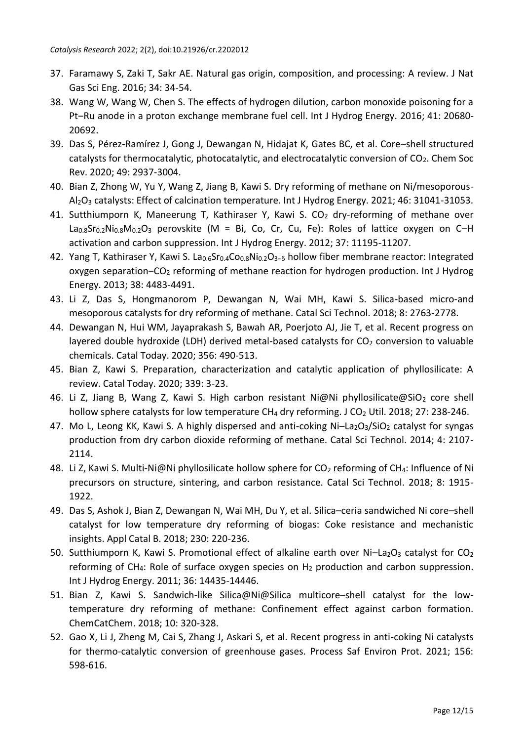37. Faramawy S, Zaki T, Sakr AE. Natural gas origin, composition, and processing: A review. J Nat Gas Sci Eng. 2016; 34: 34-54.
38. Wang W, Wang W, Chen S. The effects of hydrogen dilution, carbon monoxide poisoning for a Pt–Ru anode in a proton exchange membrane fuel cell. Int J Hydrog Energy. 2016; 41: 20680-20692.
39. Das S, Pérez-Ramírez J, Gong J, Dewangan N, Hidajat K, Gates BC, et al. Core–shell structured catalysts for thermocatalytic, photocatalytic, and electrocatalytic conversion of $CO_2$. Chem Soc Rev. 2020; 49: 2937-3004.
40. Bian Z, Zhong W, Yu Y, Wang Z, Jiang B, Kawi S. Dry reforming of methane on Ni/mesoporous-$Al_2O_3$ catalysts: Effect of calcination temperature. Int J Hydrog Energy. 2021; 46: 31041-31053.
41. Sutthiumporn K, Maneerung T, Kathiraser Y, Kawi S. $CO_2$ dry-reforming of methane over $La_{0.8}Sr_{0.2}Ni_{0.8}M_{0.2}O_3$ perovskite (M = Bi, Co, Cr, Cu, Fe): Roles of lattice oxygen on C–H activation and carbon suppression. Int J Hydrog Energy. 2012; 37: 11195-11207.
42. Yang T, Kathiraser Y, Kawi S. $La_{0.6}Sr_{0.4}Co_{0.8}Ni_{0.2}O_{3-\delta}$ hollow fiber membrane reactor: Integrated oxygen separation–$CO_2$ reforming of methane reaction for hydrogen production. Int J Hydrog Energy. 2013; 38: 4483-4491.
43. Li Z, Das S, Hongmanorom P, Dewangan N, Wai MH, Kawi S. Silica-based micro-and mesoporous catalysts for dry reforming of methane. Catal Sci Technol. 2018; 8: 2763-2778.
44. Dewangan N, Hui WM, Jayaprakash S, Bawah AR, Poerjoto AJ, Jie T, et al. Recent progress on layered double hydroxide (LDH) derived metal-based catalysts for $CO_2$ conversion to valuable chemicals. Catal Today. 2020; 356: 490-513.
45. Bian Z, Kawi S. Preparation, characterization and catalytic application of phyllosilicate: A review. Catal Today. 2020; 339: 3-23.
46. Li Z, Jiang B, Wang Z, Kawi S. High carbon resistant Ni@Ni phyllosilicate@$SiO_2$ core shell hollow sphere catalysts for low temperature $CH_4$ dry reforming. J $CO_2$ Util. 2018; 27: 238-246.
47. Mo L, Leong KK, Kawi S. A highly dispersed and anti-coking Ni–$La_2O_3$/$SiO_2$ catalyst for syngas production from dry carbon dioxide reforming of methane. Catal Sci Technol. 2014; 4: 2107-2114.
48. Li Z, Kawi S. Multi-Ni@Ni phyllosilicate hollow sphere for $CO_2$ reforming of $CH_4$: Influence of Ni precursors on structure, sintering, and carbon resistance. Catal Sci Technol. 2018; 8: 1915-1922.
49. Das S, Ashok J, Bian Z, Dewangan N, Wai MH, Du Y, et al. Silica–ceria sandwiched Ni core–shell catalyst for low temperature dry reforming of biogas: Coke resistance and mechanistic insights. Appl Catal B. 2018; 230: 220-236.
50. Sutthiumporn K, Kawi S. Promotional effect of alkaline earth over Ni–$La_2O_3$ catalyst for $CO_2$ reforming of $CH_4$: Role of surface oxygen species on $H_2$ production and carbon suppression. Int J Hydrog Energy. 2011; 36: 14435-14446.
51. Bian Z, Kawi S. Sandwich-like Silica@Ni@Silica multicore–shell catalyst for the low-temperature dry reforming of methane: Confinement effect against carbon formation. ChemCatChem. 2018; 10: 320-328.
52. Gao X, Li J, Zheng M, Cai S, Zhang J, Askari S, et al. Recent progress in anti-coking Ni catalysts for thermo-catalytic conversion of greenhouse gases. Process Saf Environ Prot. 2021; 156: 598-616.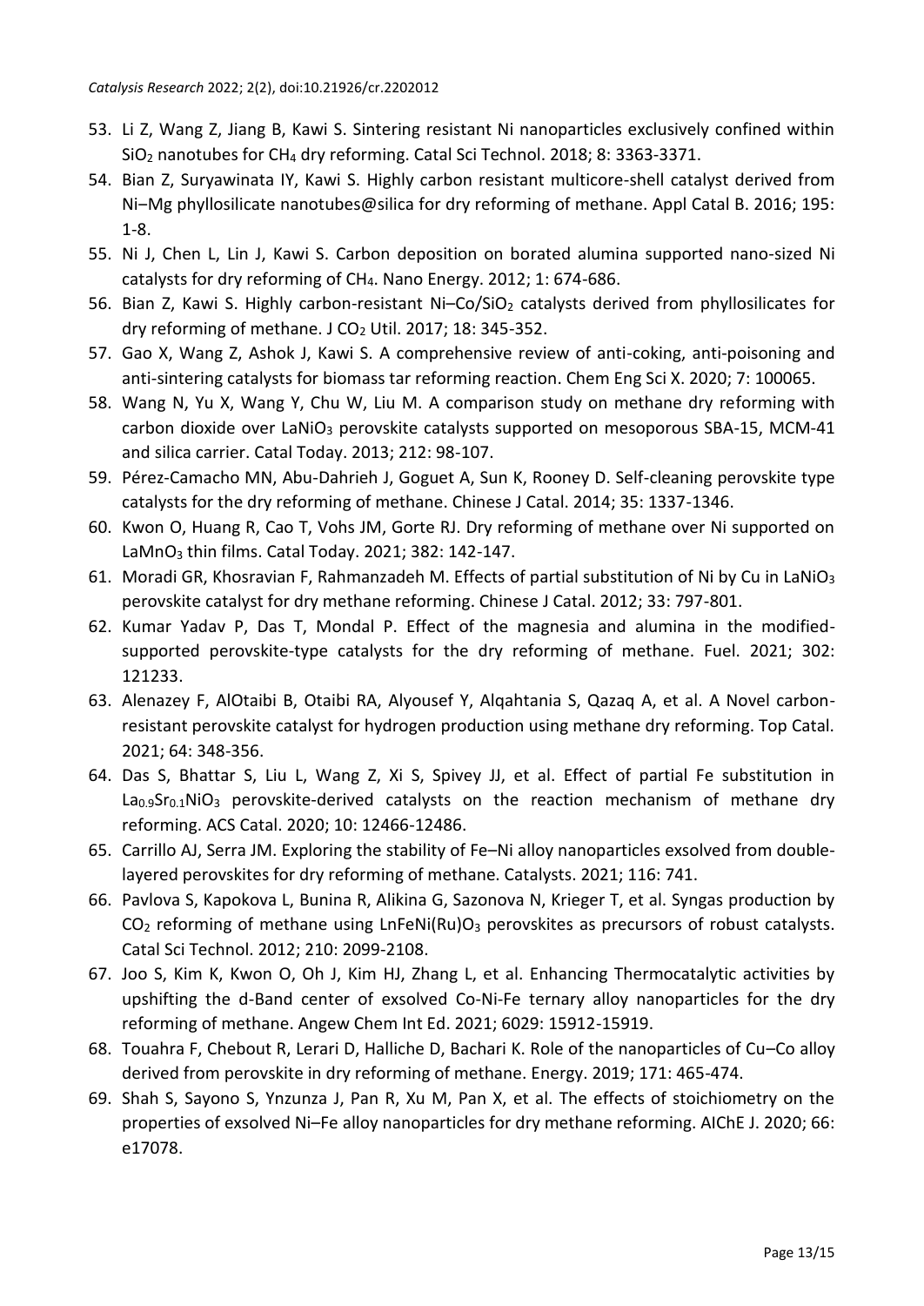53. Li Z, Wang Z, Jiang B, Kawi S. Sintering resistant Ni nanoparticles exclusively confined within $SiO_2$ nanotubes for $CH_4$ dry reforming. Catal Sci Technol. 2018; 8: 3363-3371.
54. Bian Z, Suryawinata IY, Kawi S. Highly carbon resistant multicore-shell catalyst derived from Ni–Mg phyllosilicate nanotubes@silica for dry reforming of methane. Appl Catal B. 2016; 195: 1-8.
55. Ni J, Chen L, Lin J, Kawi S. Carbon deposition on borated alumina supported nano-sized Ni catalysts for dry reforming of $CH_4$. Nano Energy. 2012; 1: 674-686.
56. Bian Z, Kawi S. Highly carbon-resistant Ni–Co/$SiO_2$ catalysts derived from phyllosilicates for dry reforming of methane. J $CO_2$ Util. 2017; 18: 345-352.
57. Gao X, Wang Z, Ashok J, Kawi S. A comprehensive review of anti-coking, anti-poisoning and anti-sintering catalysts for biomass tar reforming reaction. Chem Eng Sci X. 2020; 7: 100065.
58. Wang N, Yu X, Wang Y, Chu W, Liu M. A comparison study on methane dry reforming with carbon dioxide over $LaNiO_3$ perovskite catalysts supported on mesoporous SBA-15, MCM-41 and silica carrier. Catal Today. 2013; 212: 98-107.
59. Pérez-Camacho MN, Abu-Dahrieh J, Goguet A, Sun K, Rooney D. Self-cleaning perovskite type catalysts for the dry reforming of methane. Chinese J Catal. 2014; 35: 1337-1346.
60. Kwon O, Huang R, Cao T, Vohs JM, Gorte RJ. Dry reforming of methane over Ni supported on $LaMnO_3$ thin films. Catal Today. 2021; 382: 142-147.
61. Moradi GR, Khosravian F, Rahmanzadeh M. Effects of partial substitution of Ni by Cu in $LaNiO_3$ perovskite catalyst for dry methane reforming. Chinese J Catal. 2012; 33: 797-801.
62. Kumar Yadav P, Das T, Mondal P. Effect of the magnesia and alumina in the modified-supported perovskite-type catalysts for the dry reforming of methane. Fuel. 2021; 302: 121233.
63. Alenazey F, AlOtaibi B, Otaibi RA, Alyousef Y, Alqahtania S, Qazaq A, et al. A Novel carbon-resistant perovskite catalyst for hydrogen production using methane dry reforming. Top Catal. 2021; 64: 348-356.
64. Das S, Bhattar S, Liu L, Wang Z, Xi S, Spivey JJ, et al. Effect of partial Fe substitution in $La_{0.9}Sr_{0.1}NiO_3$ perovskite-derived catalysts on the reaction mechanism of methane dry reforming. ACS Catal. 2020; 10: 12466-12486.
65. Carrillo AJ, Serra JM. Exploring the stability of Fe–Ni alloy nanoparticles exsolved from double-layered perovskites for dry reforming of methane. Catalysts. 2021; 116: 741.
66. Pavlova S, Kapokova L, Bunina R, Alikina G, Sazonova N, Krieger T, et al. Syngas production by $CO_2$ reforming of methane using $LnFeNi(Ru)O_3$ perovskites as precursors of robust catalysts. Catal Sci Technol. 2012; 210: 2099-2108.
67. Joo S, Kim K, Kwon O, Oh J, Kim HJ, Zhang L, et al. Enhancing Thermocatalytic activities by upshifting the d-Band center of exsolved Co-Ni-Fe ternary alloy nanoparticles for the dry reforming of methane. Angew Chem Int Ed. 2021; 6029: 15912-15919.
68. Touahra F, Chebout R, Lerari D, Halliche D, Bachari K. Role of the nanoparticles of Cu–Co alloy derived from perovskite in dry reforming of methane. Energy. 2019; 171: 465-474.
69. Shah S, Sayono S, Ynzunza J, Pan R, Xu M, Pan X, et al. The effects of stoichiometry on the properties of exsolved Ni–Fe alloy nanoparticles for dry methane reforming. AIChE J. 2020; 66: e17078.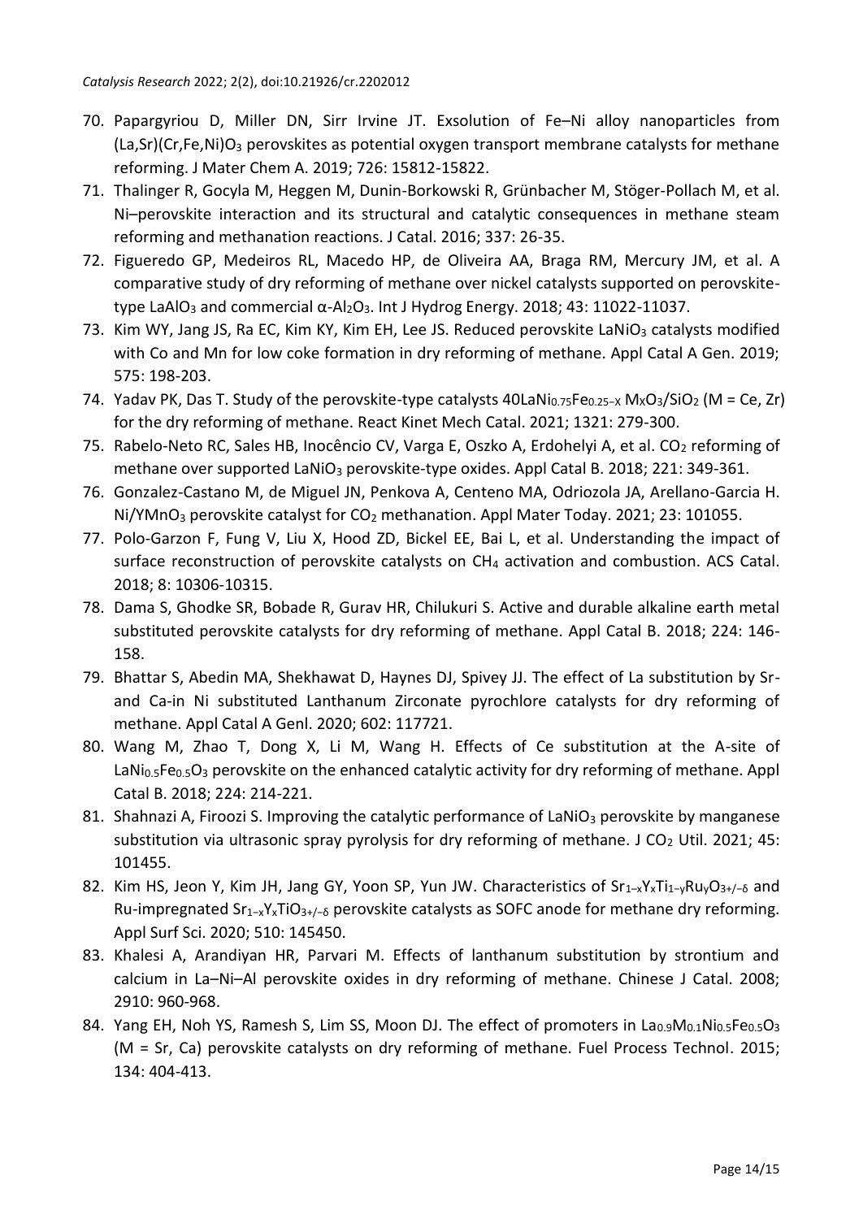70. Papargyriou D, Miller DN, Sirr Irvine JT. Exsolution of Fe–Ni alloy nanoparticles from (La,Sr)(Cr,Fe,Ni)$O_3$ perovskites as potential oxygen transport membrane catalysts for methane reforming. J Mater Chem A. 2019; 726: 15812-15822.
71. Thalinger R, Gocyla M, Heggen M, Dunin-Borkowski R, Grünbacher M, Stöger-Pollach M, et al. Ni–perovskite interaction and its structural and catalytic consequences in methane steam reforming and methanation reactions. J Catal. 2016; 337: 26-35.
72. Figueredo GP, Medeiros RL, Macedo HP, de Oliveira AA, Braga RM, Mercury JM, et al. A comparative study of dry reforming of methane over nickel catalysts supported on perovskite-type $LaAlO_3$ and commercial α-$Al_2O_3$. Int J Hydrog Energy. 2018; 43: 11022-11037.
73. Kim WY, Jang JS, Ra EC, Kim KY, Kim EH, Lee JS. Reduced perovskite $LaNiO_3$ catalysts modified with Co and Mn for low coke formation in dry reforming of methane. Appl Catal A Gen. 2019; 575: 198-203.
74. Yadav PK, Das T. Study of the perovskite-type catalysts $40LaNi_{0.75}Fe_{0.25-X}M_XO_3/SiO_2$ (M = Ce, Zr) for the dry reforming of methane. React Kinet Mech Catal. 2021; 1321: 279-300.
75. Rabelo-Neto RC, Sales HB, Inocêncio CV, Varga E, Oszko A, Erdohelyi A, et al. $CO_2$ reforming of methane over supported $LaNiO_3$ perovskite-type oxides. Appl Catal B. 2018; 221: 349-361.
76. Gonzalez-Castano M, de Miguel JN, Penkova A, Centeno MA, Odriozola JA, Arellano-Garcia H. Ni/$YMnO_3$ perovskite catalyst for $CO_2$ methanation. Appl Mater Today. 2021; 23: 101055.
77. Polo-Garzon F, Fung V, Liu X, Hood ZD, Bickel EE, Bai L, et al. Understanding the impact of surface reconstruction of perovskite catalysts on $CH_4$ activation and combustion. ACS Catal. 2018; 8: 10306-10315.
78. Dama S, Ghodke SR, Bobade R, Gurav HR, Chilukuri S. Active and durable alkaline earth metal substituted perovskite catalysts for dry reforming of methane. Appl Catal B. 2018; 224: 146-158.
79. Bhattar S, Abedin MA, Shekhawat D, Haynes DJ, Spivey JJ. The effect of La substitution by Sr-and Ca-in Ni substituted Lanthanum Zirconate pyrochlore catalysts for dry reforming of methane. Appl Catal A Genl. 2020; 602: 117721.
80. Wang M, Zhao T, Dong X, Li M, Wang H. Effects of Ce substitution at the A-site of $LaNi_{0.5}Fe_{0.5}O_3$ perovskite on the enhanced catalytic activity for dry reforming of methane. Appl Catal B. 2018; 224: 214-221.
81. Shahnazi A, Firoozi S. Improving the catalytic performance of $LaNiO_3$ perovskite by manganese substitution via ultrasonic spray pyrolysis for dry reforming of methane. J $CO_2$ Util. 2021; 45: 101455.
82. Kim HS, Jeon Y, Kim JH, Jang GY, Yoon SP, Yun JW. Characteristics of $Sr_{1-x}Y_xTi_{1-y}Ru_yO_{3+/-\delta}$ and Ru-impregnated $Sr_{1-x}Y_xTiO_{3+/-\delta}$ perovskite catalysts as SOFC anode for methane dry reforming. Appl Surf Sci. 2020; 510: 145450.
83. Khalesi A, Arandiyan HR, Parvari M. Effects of lanthanum substitution by strontium and calcium in La–Ni–Al perovskite oxides in dry reforming of methane. Chinese J Catal. 2008; 2910: 960-968.
84. Yang EH, Noh YS, Ramesh S, Lim SS, Moon DJ. The effect of promoters in $La_{0.9}M_{0.1}Ni_{0.5}Fe_{0.5}O_3$ (M = Sr, Ca) perovskite catalysts on dry reforming of methane. Fuel Process Technol. 2015; 134: 404-413.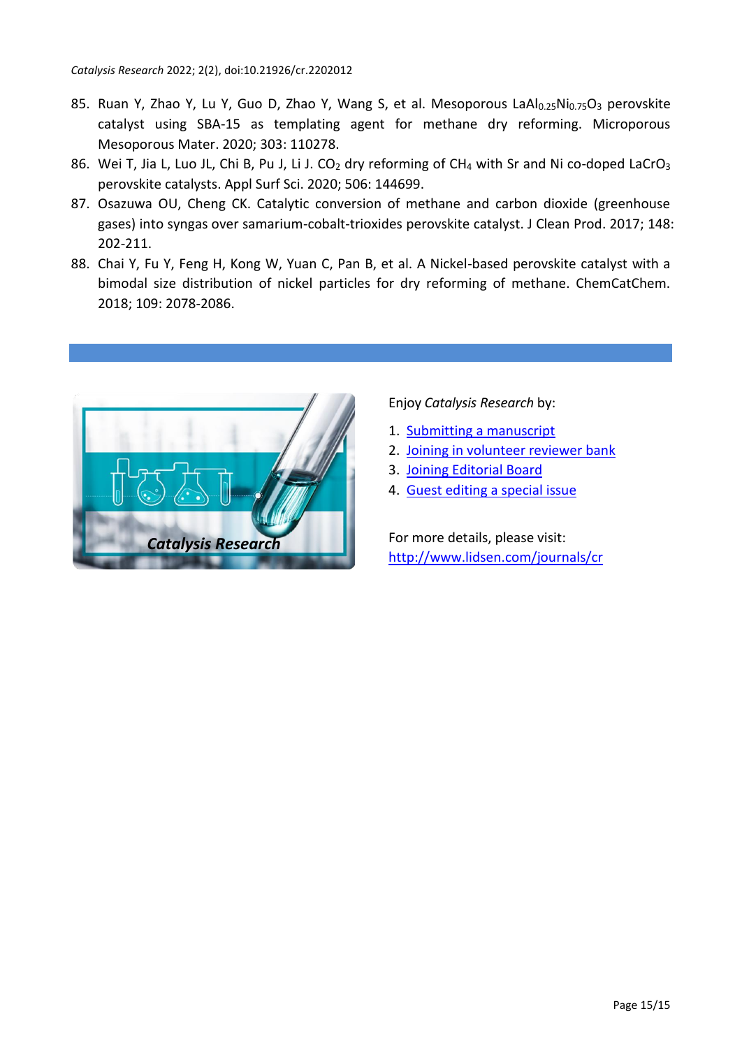85. Ruan Y, Zhao Y, Lu Y, Guo D, Zhao Y, Wang S, et al. Mesoporous $LaAl_{0.25}Ni_{0.75}O_3$ perovskite catalyst using SBA-15 as templating agent for methane dry reforming. Microporous Mesoporous Mater. 2020; 303: 110278.
86. Wei T, Jia L, Luo JL, Chi B, Pu J, Li J. $CO_2$ dry reforming of $CH_4$ with Sr and Ni co-doped $LaCrO_3$ perovskite catalysts. Appl Surf Sci. 2020; 506: 144699.
87. Osazuwa OU, Cheng CK. Catalytic conversion of methane and carbon dioxide (greenhouse gases) into syngas over samarium-cobalt-trioxides perovskite catalyst. J Clean Prod. 2017; 148: 202-211.
88. Chai Y, Fu Y, Feng H, Kong W, Yuan C, Pan B, et al. A Nickel-based perovskite catalyst with a bimodal size distribution of nickel particles for dry reforming of methane. ChemCatChem. 2018; 109: 2078-2086.

Enjoy *Catalysis Research* by:

1. Submitting a manuscript
2. Joining in volunteer reviewer bank
3. Joining Editorial Board
4. Guest editing a special issue

For more details, please visit:
http://www.lidsen.com/journals/cr